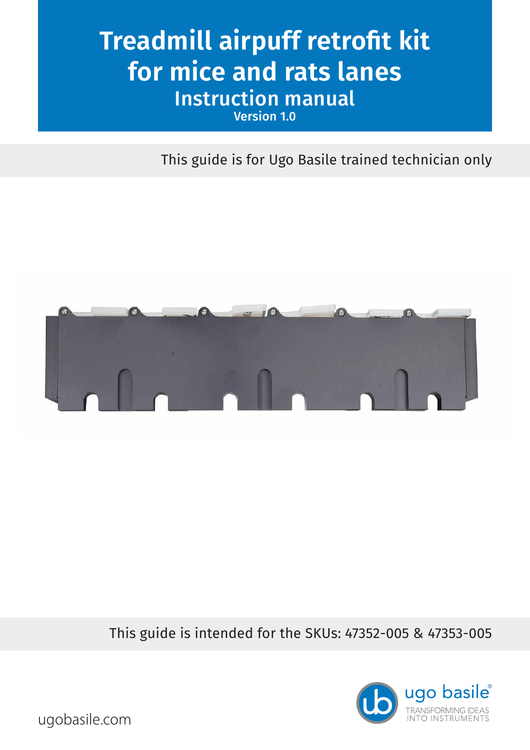# Treadmill airpuff retrofit kit for mice and rats lanes

## Instruction manual

**Version 1.0**

This guide is for Ugo Basile trained technician only

This guide is intended for the SKUs: 47352-005 & 47353-005

ugobasile.com

ugo basile®

TRANSFORMING IDEAS INTO INSTRUMENTS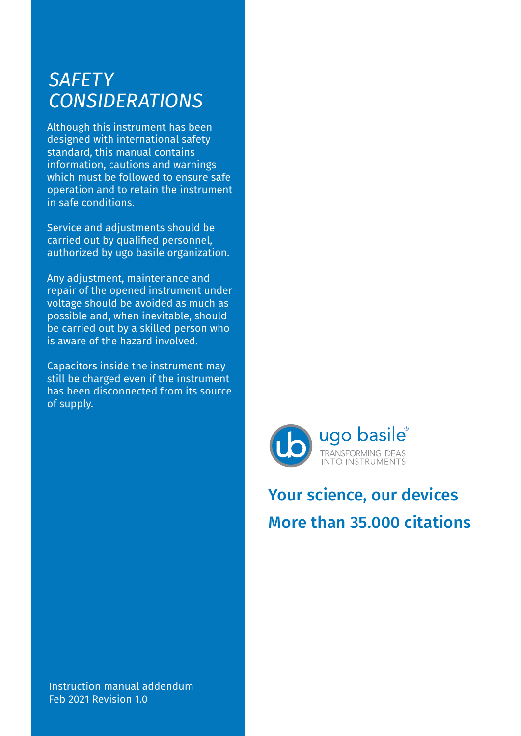# *SAFETY CONSIDERATIONS*

Although this instrument has been designed with international safety standard, this manual contains information, cautions and warnings which must be followed to ensure safe operation and to retain the instrument in safe conditions.

Service and adjustments should be carried out by qualified personnel, authorized by ugo basile organization.

Any adjustment, maintenance and repair of the opened instrument under voltage should be avoided as much as possible and, when inevitable, should be carried out by a skilled person who is aware of the hazard involved.

Capacitors inside the instrument may still be charged even if the instrument has been disconnected from its source of supply.

ugo basile®
TRANSFORMING IDEAS INTO INSTRUMENTS

**Your science, our devices**

**More than 35.000 citations**

Instruction manual addendum
Feb 2021 Revision 1.0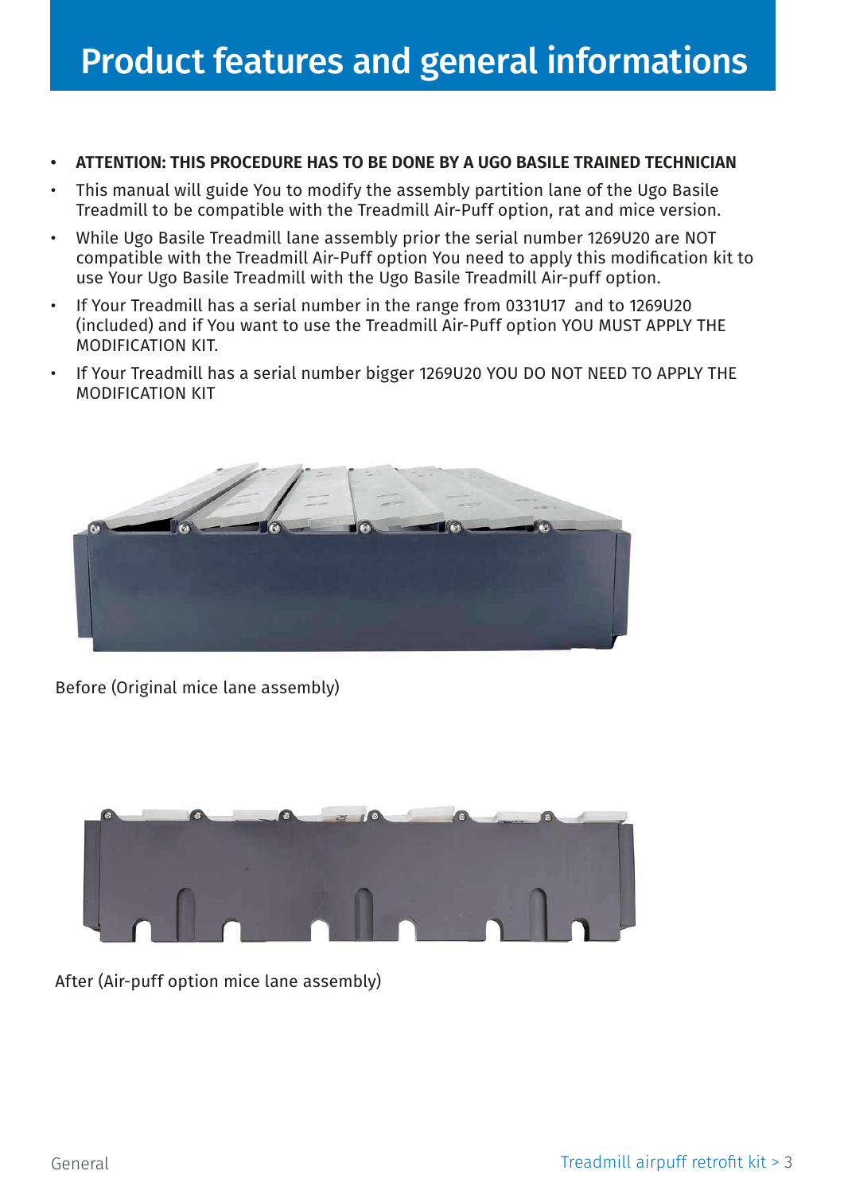# Product features and general informations

- **ATTENTION: THIS PROCEDURE HAS TO BE DONE BY A UGO BASILE TRAINED TECHNICIAN**
- This manual will guide You to modify the assembly partition lane of the Ugo Basile Treadmill to be compatible with the Treadmill Air-Puff option, rat and mice version.
- While Ugo Basile Treadmill lane assembly prior the serial number 1269U20 are NOT compatible with the Treadmill Air-Puff option You need to apply this modification kit to use Your Ugo Basile Treadmill with the Ugo Basile Treadmill Air-puff option.
- If Your Treadmill has a serial number in the range from 0331U17 and to 1269U20 (included) and if You want to use the Treadmill Air-Puff option YOU MUST APPLY THE MODIFICATION KIT.
- If Your Treadmill has a serial number bigger 1269U20 YOU DO NOT NEED TO APPLY THE MODIFICATION KIT

Before (Original mice lane assembly)

After (Air-puff option mice lane assembly)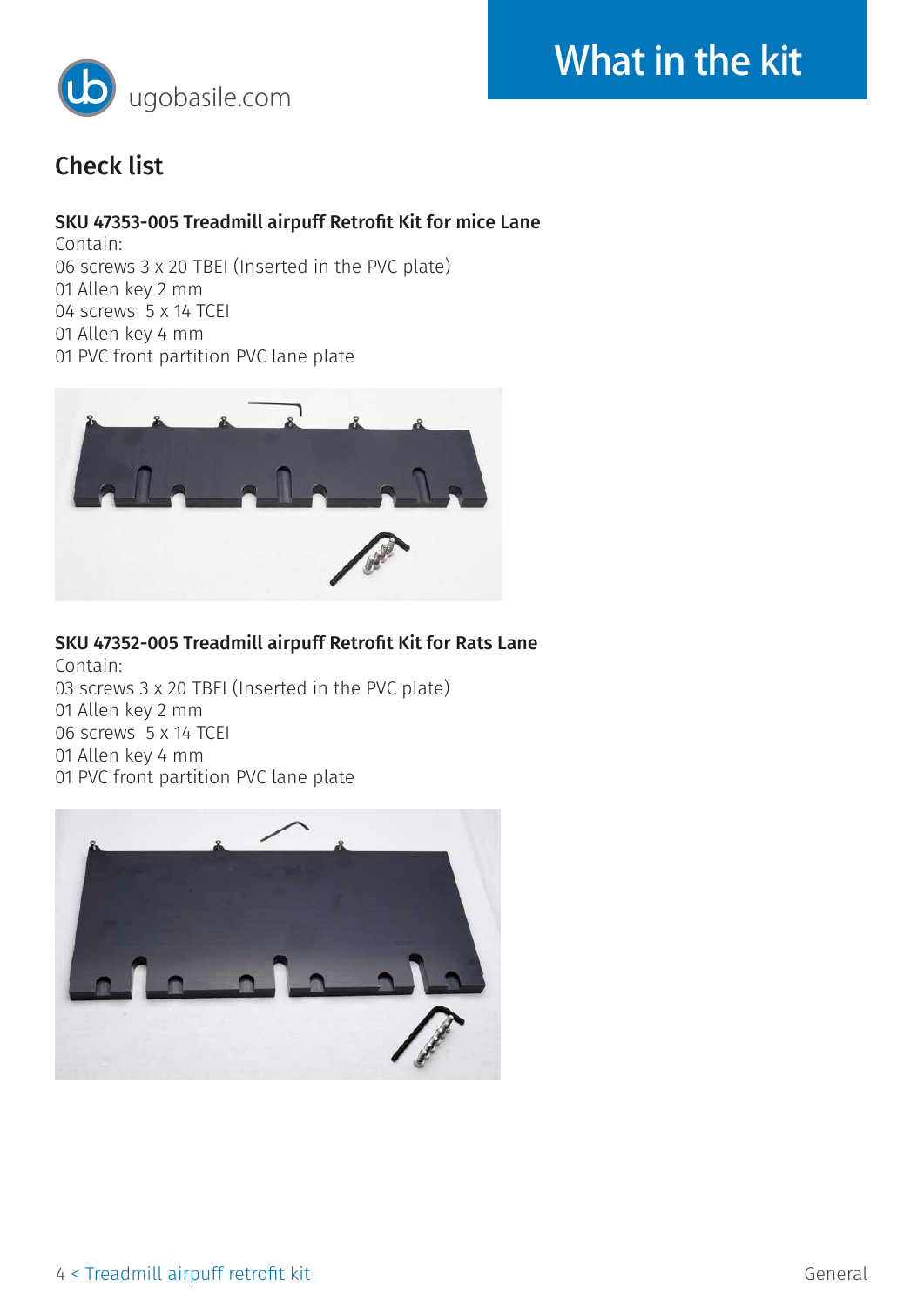# What in the kit

## Check list

**SKU 47353-005 Treadmill airpuff Retrofit Kit for mice Lane**

Contain:
06 screws 3 x 20 TBEI (Inserted in the PVC plate)
01 Allen key 2 mm
04 screws 5 x 14 TCEI
01 Allen key 4 mm
01 PVC front partition PVC lane plate

**SKU 47352-005 Treadmill airpuff Retrofit Kit for Rats Lane**

Contain:
03 screws 3 x 20 TBEI (Inserted in the PVC plate)
01 Allen key 2 mm
06 screws 5 x 14 TCEI
01 Allen key 4 mm
01 PVC front partition PVC lane plate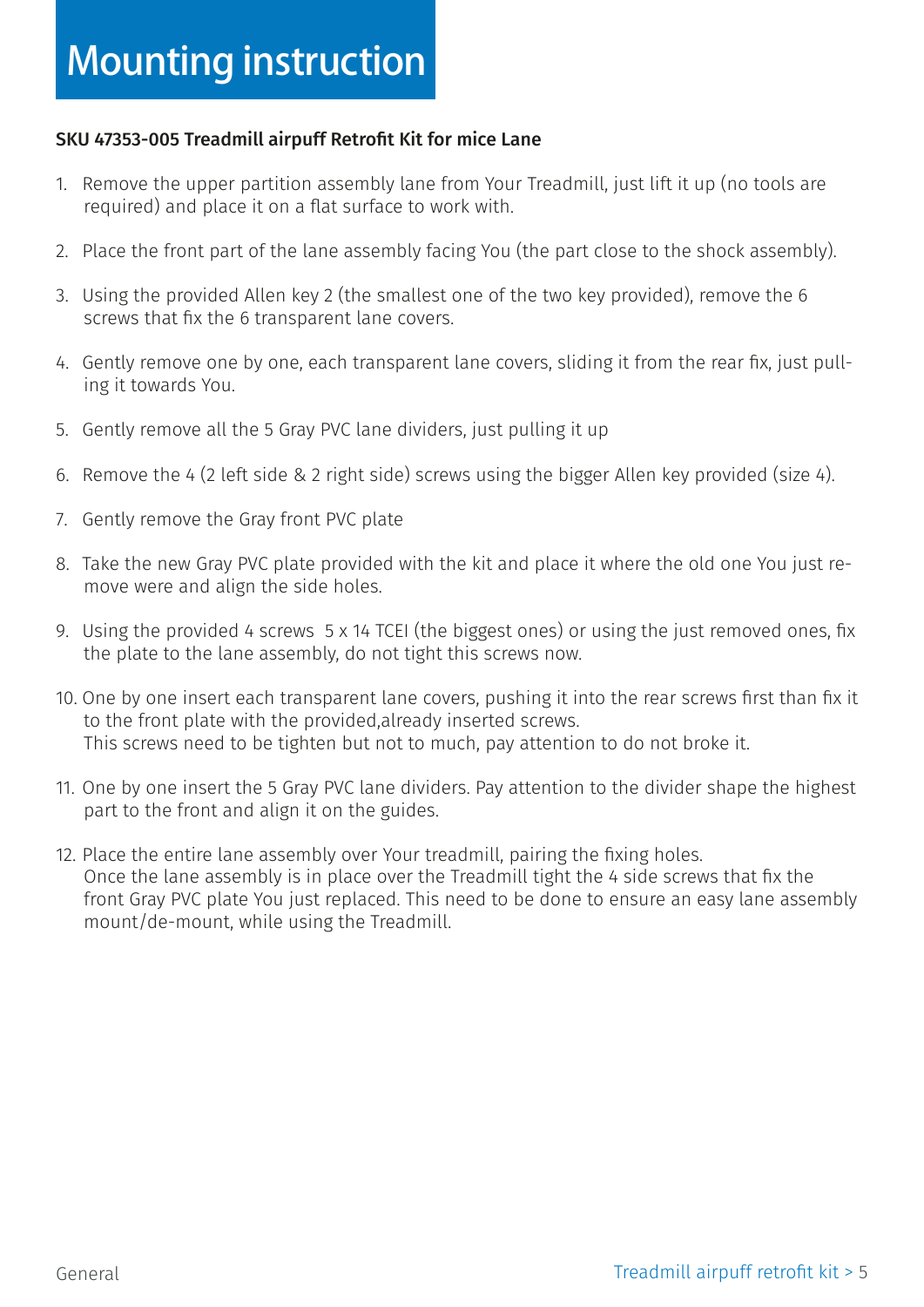# Mounting instruction

**SKU 47353-005 Treadmill airpuff Retrofit Kit for mice Lane**

1. Remove the upper partition assembly lane from Your Treadmill, just lift it up (no tools are required) and place it on a flat surface to work with.

2. Place the front part of the lane assembly facing You (the part close to the shock assembly).

3. Using the provided Allen key 2 (the smallest one of the two key provided), remove the 6 screws that fix the 6 transparent lane covers.

4. Gently remove one by one, each transparent lane covers, sliding it from the rear fix, just pulling it towards You.

5. Gently remove all the 5 Gray PVC lane dividers, just pulling it up

6. Remove the 4 (2 left side & 2 right side) screws using the bigger Allen key provided (size 4).

7. Gently remove the Gray front PVC plate

8. Take the new Gray PVC plate provided with the kit and place it where the old one You just remove were and align the side holes.

9. Using the provided 4 screws 5 x 14 TCEI (the biggest ones) or using the just removed ones, fix the plate to the lane assembly, do not tight this screws now.

10. One by one insert each transparent lane covers, pushing it into the rear screws first than fix it to the front plate with the provided,already inserted screws.
    This screws need to be tighten but not to much, pay attention to do not broke it.

11. One by one insert the 5 Gray PVC lane dividers. Pay attention to the divider shape the highest part to the front and align it on the guides.

12. Place the entire lane assembly over Your treadmill, pairing the fixing holes.
    Once the lane assembly is in place over the Treadmill tight the 4 side screws that fix the front Gray PVC plate You just replaced. This need to be done to ensure an easy lane assembly mount/de-mount, while using the Treadmill.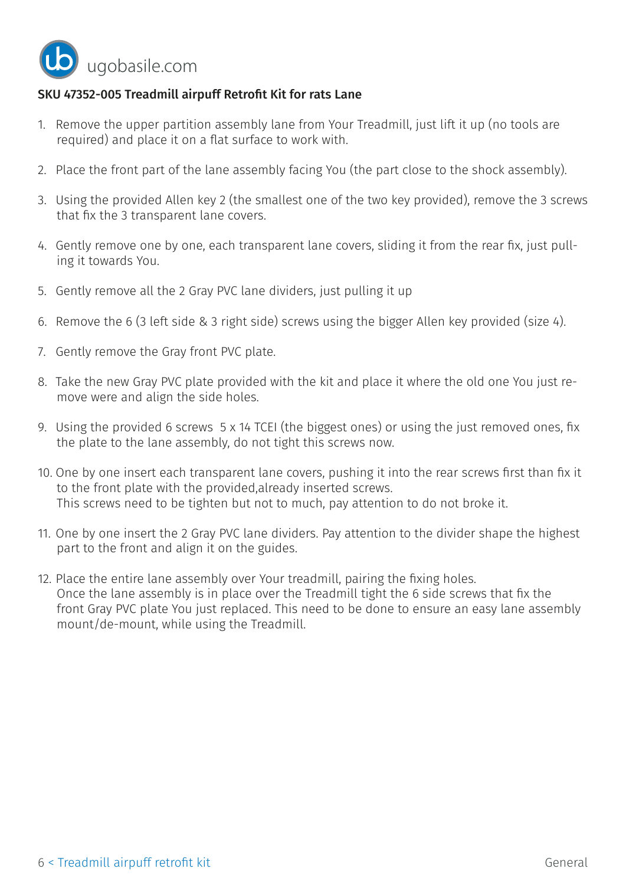ugobasile.com

**SKU 47352-005 Treadmill airpuff Retrofit Kit for rats Lane**

1. Remove the upper partition assembly lane from Your Treadmill, just lift it up (no tools are required) and place it on a flat surface to work with.

2. Place the front part of the lane assembly facing You (the part close to the shock assembly).

3. Using the provided Allen key 2 (the smallest one of the two key provided), remove the 3 screws that fix the 3 transparent lane covers.

4. Gently remove one by one, each transparent lane covers, sliding it from the rear fix, just pulling it towards You.

5. Gently remove all the 2 Gray PVC lane dividers, just pulling it up

6. Remove the 6 (3 left side & 3 right side) screws using the bigger Allen key provided (size 4).

7. Gently remove the Gray front PVC plate.

8. Take the new Gray PVC plate provided with the kit and place it where the old one You just remove were and align the side holes.

9. Using the provided 6 screws 5 x 14 TCEI (the biggest ones) or using the just removed ones, fix the plate to the lane assembly, do not tight this screws now.

10. One by one insert each transparent lane covers, pushing it into the rear screws first than fix it to the front plate with the provided,already inserted screws.
    This screws need to be tighten but not to much, pay attention to do not broke it.

11. One by one insert the 2 Gray PVC lane dividers. Pay attention to the divider shape the highest part to the front and align it on the guides.

12. Place the entire lane assembly over Your treadmill, pairing the fixing holes.
    Once the lane assembly is in place over the Treadmill tight the 6 side screws that fix the front Gray PVC plate You just replaced. This need to be done to ensure an easy lane assembly mount/de-mount, while using the Treadmill.